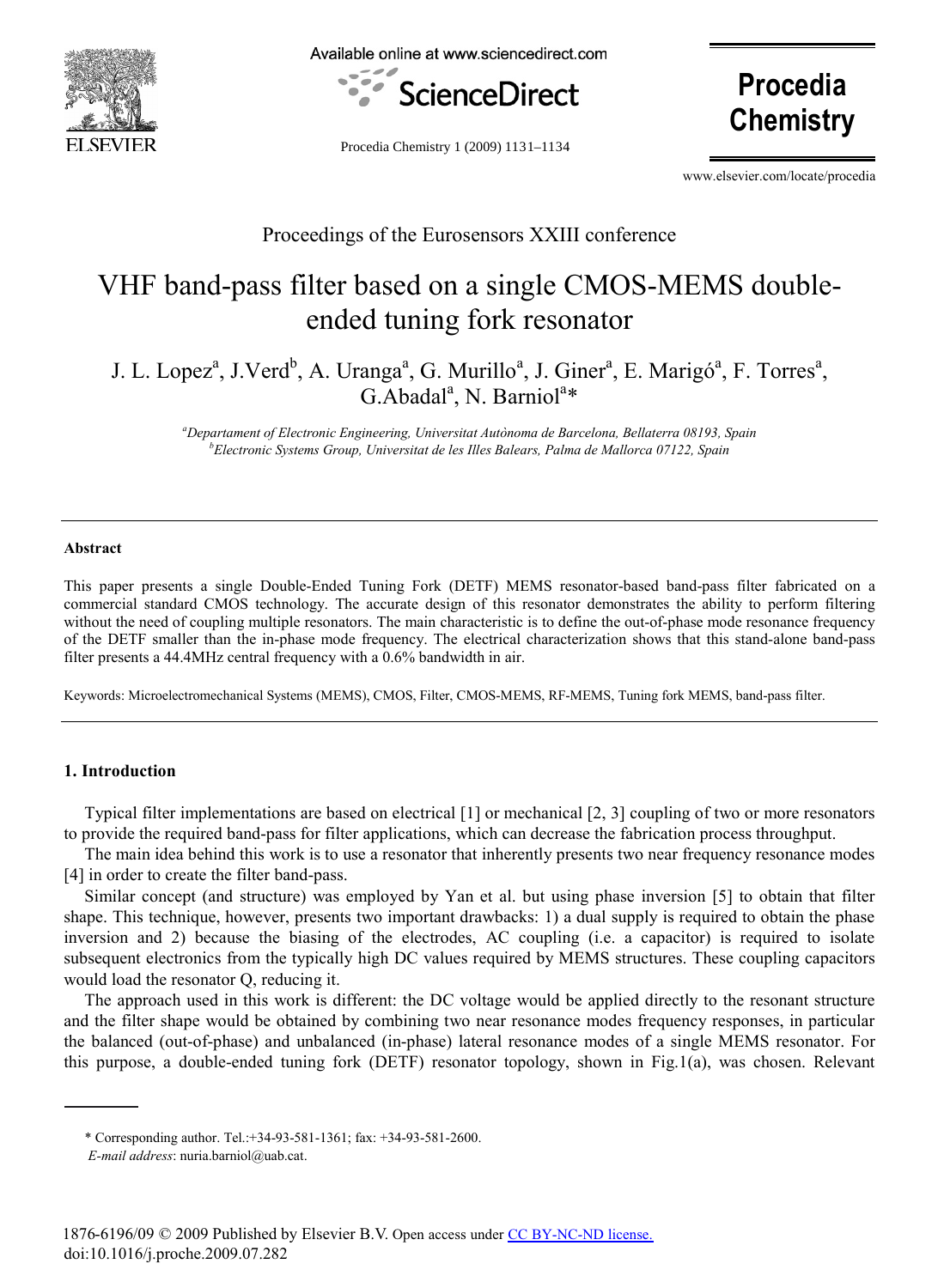Proceedings of the Eurosensors XXIII conference

# VHF band-pass filter based on a single CMOS-MEMS double-ended tuning fork resonator

J. L. Lopez[a], J.Verd[b], A. Uranga[a], G. Murillo[a], J. Giner[a], E. Marigó[a], F. Torres[a], G.Abadal[a], N. Barniol[a]*

[a]*Departament of Electronic Engineering, Universitat Autònoma de Barcelona, Bellaterra 08193, Spain*
[b]*Electronic Systems Group, Universitat de les Illes Balears, Palma de Mallorca 07122, Spain*

---

**Abstract**

This paper presents a single Double-Ended Tuning Fork (DETF) MEMS resonator-based band-pass filter fabricated on a commercial standard CMOS technology. The accurate design of this resonator demonstrates the ability to perform filtering without the need of coupling multiple resonators. The main characteristic is to define the out-of-phase mode resonance frequency of the DETF smaller than the in-phase mode frequency. The electrical characterization shows that this stand-alone band-pass filter presents a 44.4MHz central frequency with a 0.6% bandwidth in air.

Keywords: Microelectromechanical Systems (MEMS), CMOS, Filter, CMOS-MEMS, RF-MEMS, Tuning fork MEMS, band-pass filter.

---

## 1. Introduction

Typical filter implementations are based on electrical [1] or mechanical [2, 3] coupling of two or more resonators to provide the required band-pass for filter applications, which can decrease the fabrication process throughput.

The main idea behind this work is to use a resonator that inherently presents two near frequency resonance modes [4] in order to create the filter band-pass.

Similar concept (and structure) was employed by Yan et al. but using phase inversion [5] to obtain that filter shape. This technique, however, presents two important drawbacks: 1) a dual supply is required to obtain the phase inversion and 2) because the biasing of the electrodes, AC coupling (i.e. a capacitor) is required to isolate subsequent electronics from the typically high DC values required by MEMS structures. These coupling capacitors would load the resonator Q, reducing it.

The approach used in this work is different: the DC voltage would be applied directly to the resonant structure and the filter shape would be obtained by combining two near resonance modes frequency responses, in particular the balanced (out-of-phase) and unbalanced (in-phase) lateral resonance modes of a single MEMS resonator. For this purpose, a double-ended tuning fork (DETF) resonator topology, shown in Fig.1(a), was chosen. Relevant

---

\* Corresponding author. Tel.:+34-93-581-1361; fax: +34-93-581-2600.
*E-mail address*: nuria.barniol@uab.cat.

1876-6196/09 © 2009 Published by Elsevier B.V. Open access under CC BY-NC-ND license.
doi:10.1016/j.proche.2009.07.282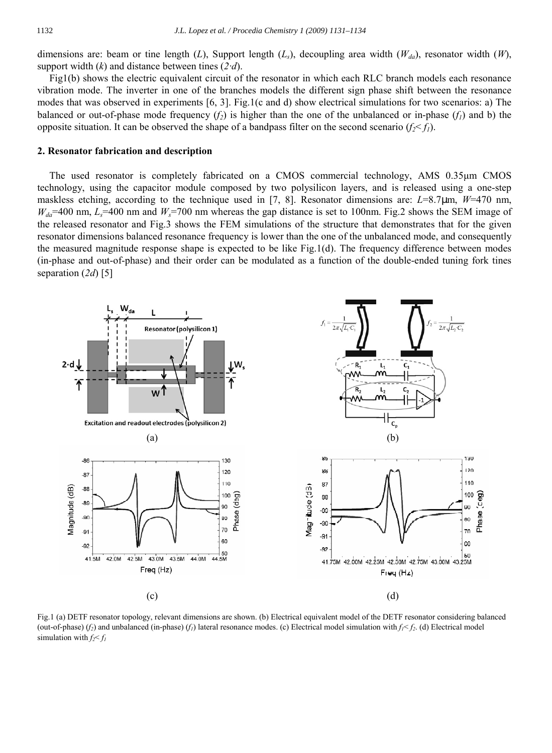dimensions are: beam or tine length ($L$), Support length ($L_s$), decoupling area width ($W_{da}$), resonator width ($W$), support width ($k$) and distance between tines ($2\cdot d$).

Fig1(b) shows the electric equivalent circuit of the resonator in which each RLC branch models each resonance vibration mode. The inverter in one of the branches models the different sign phase shift between the resonance modes that was observed in experiments [6, 3]. Fig.1(c and d) show electrical simulations for two scenarios: a) The balanced or out-of-phase mode frequency ($f_2$) is higher than the one of the unbalanced or in-phase ($f_1$) and b) the opposite situation. It can be observed the shape of a bandpass filter on the second scenario ($f_2 < f_1$).

## 2. Resonator fabrication and description

The used resonator is completely fabricated on a CMOS commercial technology, AMS 0.35μm CMOS technology, using the capacitor module composed by two polysilicon layers, and is released using a one-step maskless etching, according to the technique used in [7, 8]. Resonator dimensions are: $L$=8.7μm, $W$=470 nm, $W_{da}$=400 nm, $L_s$=400 nm and $W_s$=700 nm whereas the gap distance is set to 100nm. Fig.2 shows the SEM image of the released resonator and Fig.3 shows the FEM simulations of the structure that demonstrates that for the given resonator dimensions balanced resonance frequency is lower than the one of the unbalanced mode, and consequently the measured magnitude response shape is expected to be like Fig.1(d). The frequency difference between modes (in-phase and out-of-phase) and their order can be modulated as a function of the double-ended tuning fork tines separation ($2d$) [5]

Fig.1 (a) DETF resonator topology, relevant dimensions are shown. (b) Electrical equivalent model of the DETF resonator considering balanced (out-of-phase) ($f_2$) and unbalanced (in-phase) ($f_1$) lateral resonance modes. (c) Electrical model simulation with $f_1 < f_2$. (d) Electrical model simulation with $f_2 < f_1$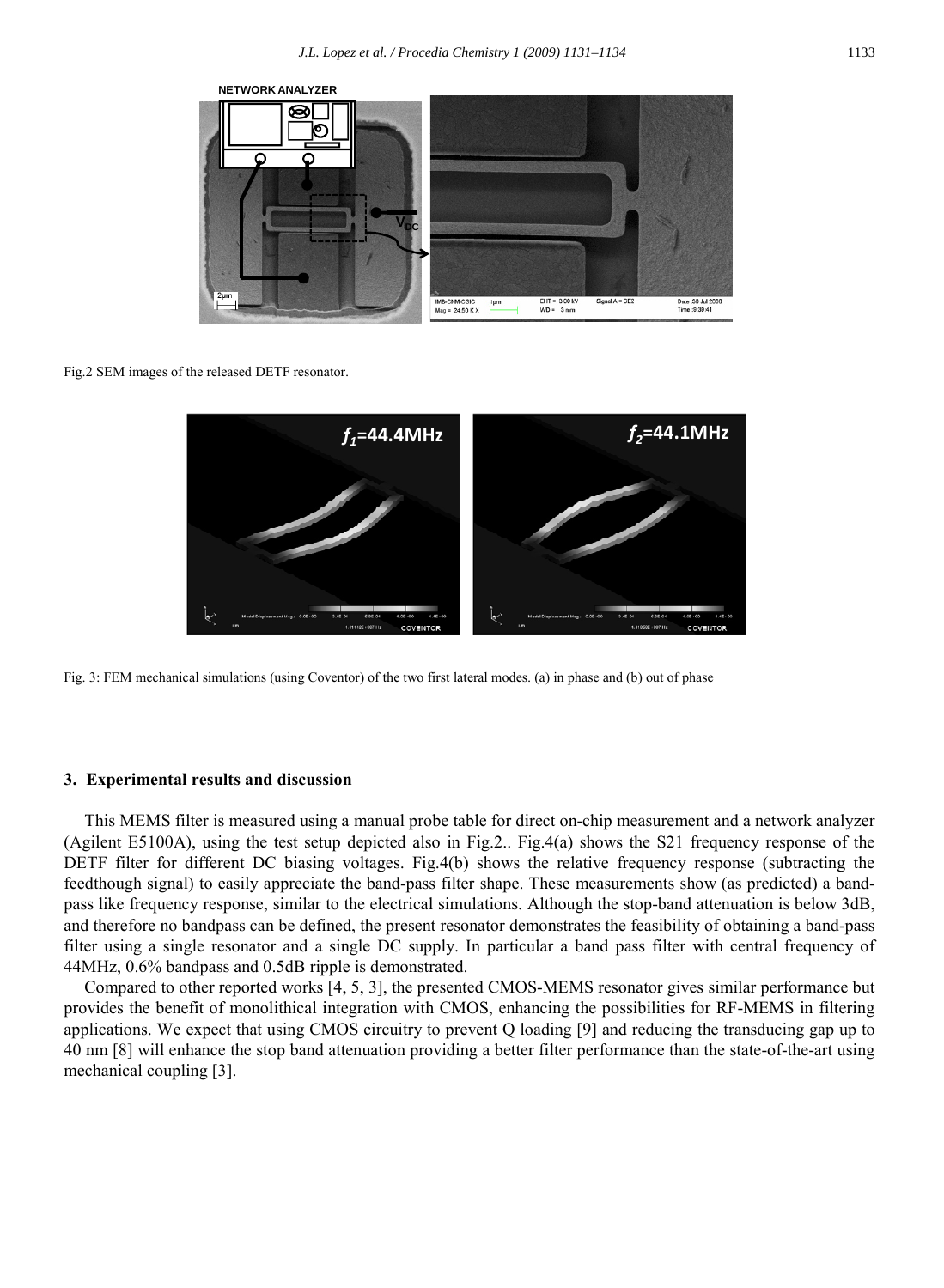Fig.2 SEM images of the released DETF resonator.

Fig. 3: FEM mechanical simulations (using Coventor) of the two first lateral modes. (a) in phase and (b) out of phase

## 3. Experimental results and discussion

This MEMS filter is measured using a manual probe table for direct on-chip measurement and a network analyzer (Agilent E5100A), using the test setup depicted also in Fig.2.. Fig.4(a) shows the S21 frequency response of the DETF filter for different DC biasing voltages. Fig.4(b) shows the relative frequency response (subtracting the feedthough signal) to easily appreciate the band-pass filter shape. These measurements show (as predicted) a band-pass like frequency response, similar to the electrical simulations. Although the stop-band attenuation is below 3dB, and therefore no bandpass can be defined, the present resonator demonstrates the feasibility of obtaining a band-pass filter using a single resonator and a single DC supply. In particular a band pass filter with central frequency of 44MHz, 0.6% bandpass and 0.5dB ripple is demonstrated.

Compared to other reported works [4, 5, 3], the presented CMOS-MEMS resonator gives similar performance but provides the benefit of monolithical integration with CMOS, enhancing the possibilities for RF-MEMS in filtering applications. We expect that using CMOS circuitry to prevent Q loading [9] and reducing the transducing gap up to 40 nm [8] will enhance the stop band attenuation providing a better filter performance than the state-of-the-art using mechanical coupling [3].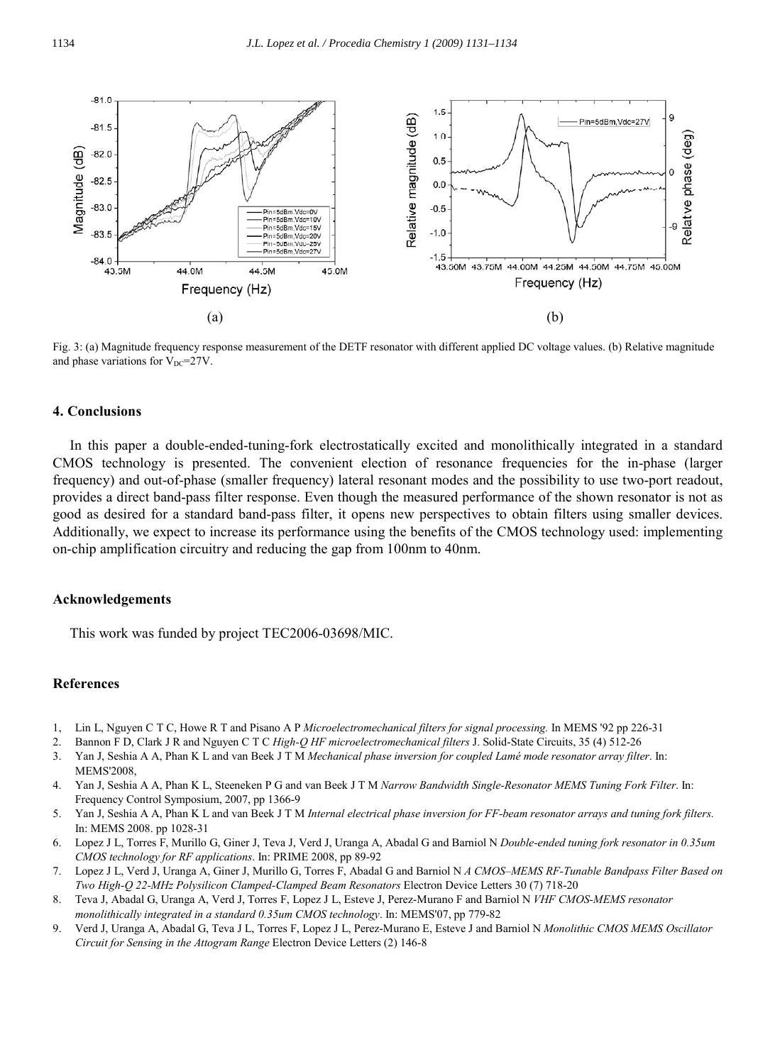-81.0
-81.5
-82.0
-82.5
-83.0
-83.5
-84.0

Magnitude (dB)

43.5M 44.0M 44.5M 45.0M

Frequency (Hz)

Pin=5dBm,Vdc=0V
Pin=5dBm,Vdc=10V
Pin=5dBm,Vdc=15V
Pin=5dBm,Vdc=20V
Pin=5dBm,Vdc=25V
Pin=5dBm,Vdc=27V

(a)

1.5
1.0
0.5
0.0
-0.5
-1.0
-1.5

Relative magnitude (dB)

Pin=5dBm,Vdc=27V

9
0
-9

Relatve phase (deg)

43.50M 43.75M 44.00M 44.25M 44.50M 44.75M 45.00M

Frequency (Hz)

(b)

Fig. 3: (a) Magnitude frequency response measurement of the DETF resonator with different applied DC voltage values. (b) Relative magnitude and phase variations for $V_{DC}$=27V.

## 4. Conclusions

In this paper a double-ended-tuning-fork electrostatically excited and monolithically integrated in a standard CMOS technology is presented. The convenient election of resonance frequencies for the in-phase (larger frequency) and out-of-phase (smaller frequency) lateral resonant modes and the possibility to use two-port readout, provides a direct band-pass filter response. Even though the measured performance of the shown resonator is not as good as desired for a standard band-pass filter, it opens new perspectives to obtain filters using smaller devices. Additionally, we expect to increase its performance using the benefits of the CMOS technology used: implementing on-chip amplification circuitry and reducing the gap from 100nm to 40nm.

## Acknowledgements

This work was funded by project TEC2006-03698/MIC.

## References

1. Lin L, Nguyen C T C, Howe R T and Pisano A P *Microelectromechanical filters for signal processing.* In MEMS '92 pp 226-31
2. Bannon F D, Clark J R and Nguyen C T C *High-Q HF microelectromechanical filters* J. Solid-State Circuits, 35 (4) 512-26
3. Yan J, Seshia A A, Phan K L and van Beek J T M *Mechanical phase inversion for coupled Lamé mode resonator array filter*. In: MEMS'2008,
4. Yan J, Seshia A A, Phan K L, Steeneken P G and van Beek J T M *Narrow Bandwidth Single-Resonator MEMS Tuning Fork Filter*. In: Frequency Control Symposium, 2007, pp 1366-9
5. Yan J, Seshia A A, Phan K L and van Beek J T M *Internal electrical phase inversion for FF-beam resonator arrays and tuning fork filters*. In: MEMS 2008. pp 1028-31
6. Lopez J L, Torres F, Murillo G, Giner J, Teva J, Verd J, Uranga A, Abadal G and Barniol N *Double-ended tuning fork resonator in 0.35um CMOS technology for RF applications*. In: PRIME 2008, pp 89-92
7. Lopez J L, Verd J, Uranga A, Giner J, Murillo G, Torres F, Abadal G and Barniol N *A CMOS–MEMS RF-Tunable Bandpass Filter Based on Two High-Q 22-MHz Polysilicon Clamped-Clamped Beam Resonators* Electron Device Letters 30 (7) 718-20
8. Teva J, Abadal G, Uranga A, Verd J, Torres F, Lopez J L, Esteve J, Perez-Murano F and Barniol N *VHF CMOS-MEMS resonator monolithically integrated in a standard 0.35um CMOS technology*. In: MEMS'07, pp 779-82
9. Verd J, Uranga A, Abadal G, Teva J L, Torres F, Lopez J L, Perez-Murano E, Esteve J and Barniol N *Monolithic CMOS MEMS Oscillator Circuit for Sensing in the Attogram Range* Electron Device Letters (2) 146-8